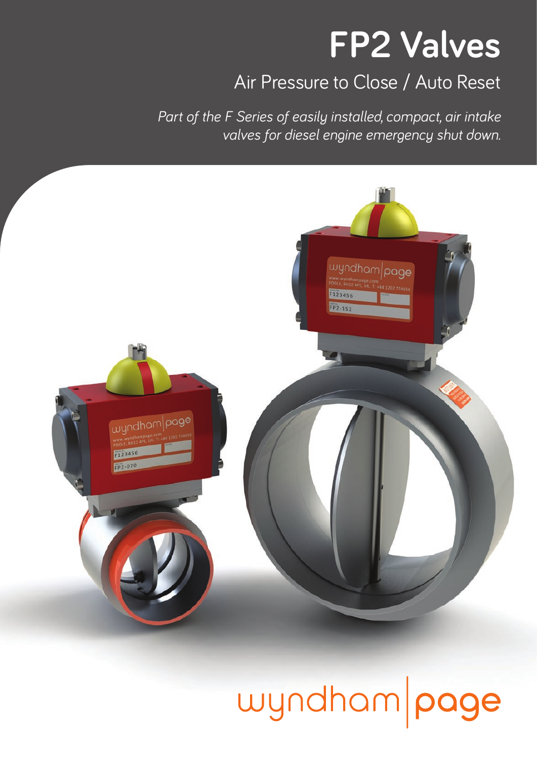# FP2 Valves

## Air Pressure to Close / Auto Reset

*Part of the F Series of easily installed, compact, air intake valves for diesel engine emergency shut down.*

wyndham|page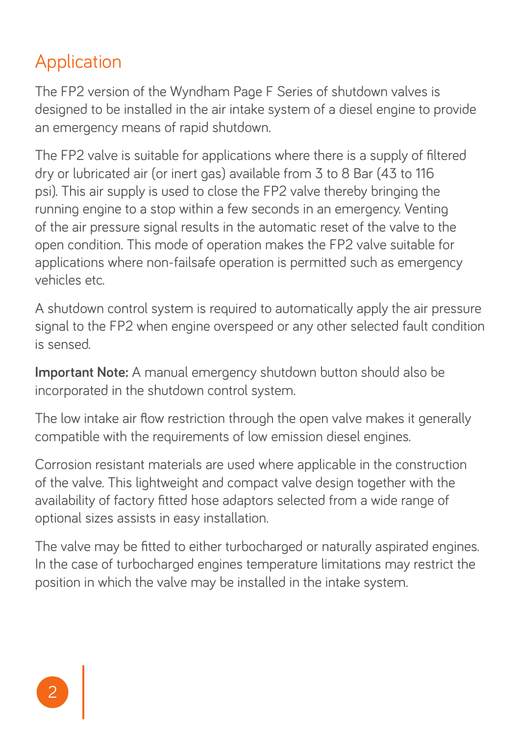## Application

The FP2 version of the Wyndham Page F Series of shutdown valves is designed to be installed in the air intake system of a diesel engine to provide an emergency means of rapid shutdown.

The FP2 valve is suitable for applications where there is a supply of filtered dry or lubricated air (or inert gas) available from 3 to 8 Bar (43 to 116 psi). This air supply is used to close the FP2 valve thereby bringing the running engine to a stop within a few seconds in an emergency. Venting of the air pressure signal results in the automatic reset of the valve to the open condition. This mode of operation makes the FP2 valve suitable for applications where non-failsafe operation is permitted such as emergency vehicles etc.

A shutdown control system is required to automatically apply the air pressure signal to the FP2 when engine overspeed or any other selected fault condition is sensed.

**Important Note:** A manual emergency shutdown button should also be incorporated in the shutdown control system.

The low intake air flow restriction through the open valve makes it generally compatible with the requirements of low emission diesel engines.

Corrosion resistant materials are used where applicable in the construction of the valve. This lightweight and compact valve design together with the availability of factory fitted hose adaptors selected from a wide range of optional sizes assists in easy installation.

The valve may be fitted to either turbocharged or naturally aspirated engines. In the case of turbocharged engines temperature limitations may restrict the position in which the valve may be installed in the intake system.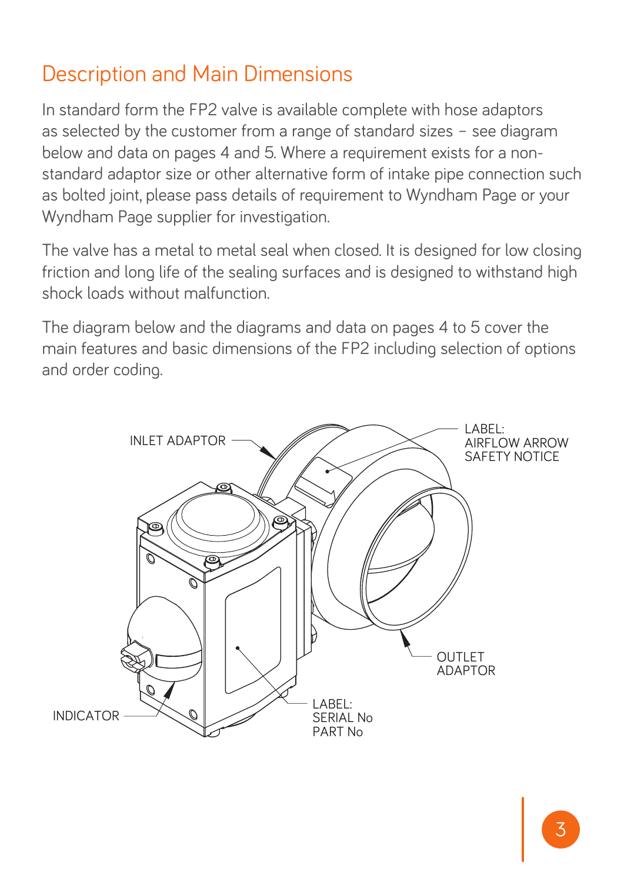## Description and Main Dimensions

In standard form the FP2 valve is available complete with hose adaptors as selected by the customer from a range of standard sizes – see diagram below and data on pages 4 and 5. Where a requirement exists for a non-standard adaptor size or other alternative form of intake pipe connection such as bolted joint, please pass details of requirement to Wyndham Page or your Wyndham Page supplier for investigation.

The valve has a metal to metal seal when closed. It is designed for low closing friction and long life of the sealing surfaces and is designed to withstand high shock loads without malfunction.

The diagram below and the diagrams and data on pages 4 to 5 cover the main features and basic dimensions of the FP2 including selection of options and order coding.

INLET ADAPTOR

LABEL:
AIRFLOW ARROW
SAFETY NOTICE

OUTLET
ADAPTOR

INDICATOR

LABEL:
SERIAL No
PART No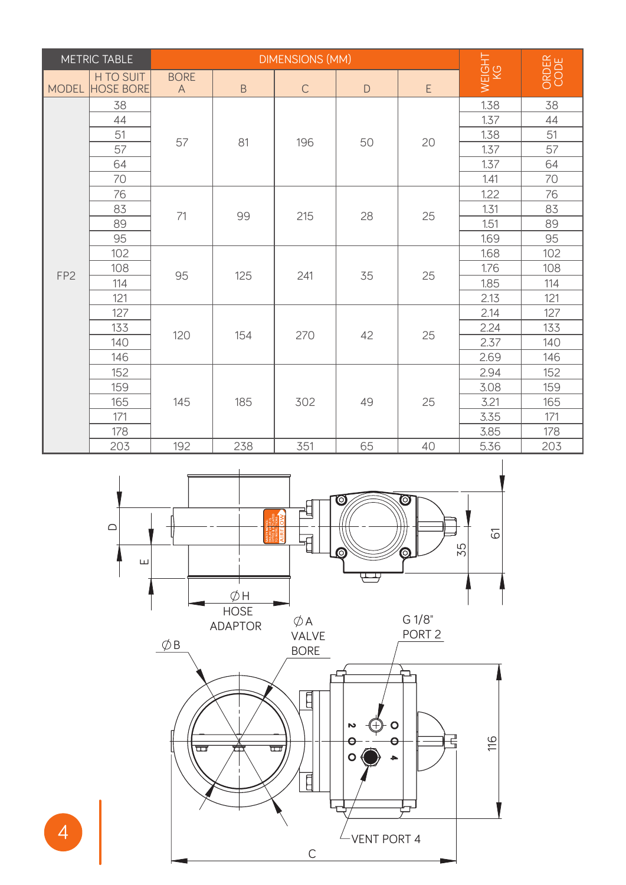| METRIC TABLE | | DIMENSIONS (MM) | | | | | WEIGHT KG | ORDER CODE |
|---|---|---|---|---|---|---|---|---|
| MODEL | H TO SUIT HOSE BORE | BORE A | B | C | D | E | | |
| FP2 | 38 | 57 | 81 | 196 | 50 | 20 | 1.38 | 38 |
| | 44 | | | | | | 1.37 | 44 |
| | 51 | | | | | | 1.38 | 51 |
| | 57 | | | | | | 1.37 | 57 |
| | 64 | | | | | | 1.37 | 64 |
| | 70 | | | | | | 1.41 | 70 |
| | 76 | 71 | 99 | 215 | 28 | 25 | 1.22 | 76 |
| | 83 | | | | | | 1.31 | 83 |
| | 89 | | | | | | 1.51 | 89 |
| | 95 | | | | | | 1.69 | 95 |
| | 102 | 95 | 125 | 241 | 35 | 25 | 1.68 | 102 |
| | 108 | | | | | | 1.76 | 108 |
| | 114 | | | | | | 1.85 | 114 |
| | 121 | | | | | | 2.13 | 121 |
| | 127 | 120 | 154 | 270 | 42 | 25 | 2.14 | 127 |
| | 133 | | | | | | 2.24 | 133 |
| | 140 | | | | | | 2.37 | 140 |
| | 146 | | | | | | 2.69 | 146 |
| | 152 | 145 | 185 | 302 | 49 | 25 | 2.94 | 152 |
| | 159 | | | | | | 3.08 | 159 |
| | 165 | | | | | | 3.21 | 165 |
| | 171 | | | | | | 3.35 | 171 |
| | 178 | | | | | | 3.85 | 178 |
| | 203 | 192 | 238 | 351 | 65 | 40 | 5.36 | 203 |

D, E, 35, 61, ∅H HOSE ADAPTOR, ∅A VALVE BORE, ∅B, G 1/8" PORT 2, 116, VENT PORT 4, C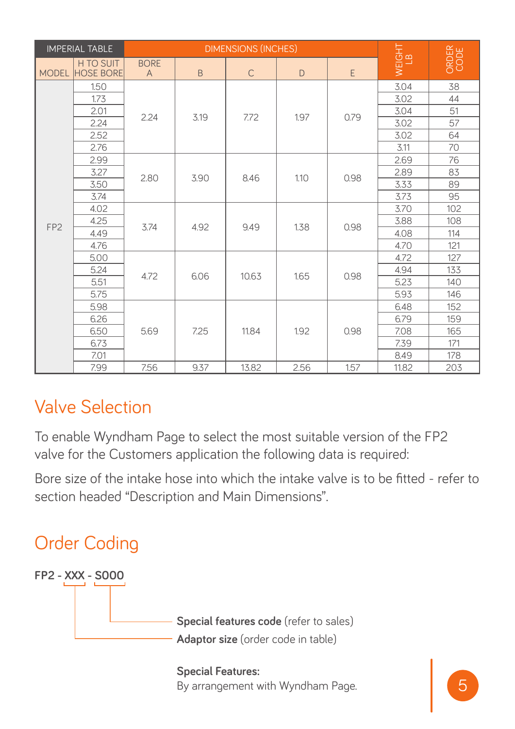| IMPERIAL TABLE | | DIMENSIONS (INCHES) | | | | | WEIGHT LB | ORDER CODE |
|---|---|---|---|---|---|---|---|---|
| MODEL | H TO SUIT HOSE BORE | BORE A | B | C | D | E | | |
| FP2 | 1.50 | 2.24 | 3.19 | 7.72 | 1.97 | 0.79 | 3.04 | 38 |
| | 1.73 | | | | | | 3.02 | 44 |
| | 2.01 | | | | | | 3.04 | 51 |
| | 2.24 | | | | | | 3.02 | 57 |
| | 2.52 | | | | | | 3.02 | 64 |
| | 2.76 | | | | | | 3.11 | 70 |
| | 2.99 | 2.80 | 3.90 | 8.46 | 1.10 | 0.98 | 2.69 | 76 |
| | 3.27 | | | | | | 2.89 | 83 |
| | 3.50 | | | | | | 3.33 | 89 |
| | 3.74 | | | | | | 3.73 | 95 |
| | 4.02 | 3.74 | 4.92 | 9.49 | 1.38 | 0.98 | 3.70 | 102 |
| | 4.25 | | | | | | 3.88 | 108 |
| | 4.49 | | | | | | 4.08 | 114 |
| | 4.76 | | | | | | 4.70 | 121 |
| | 5.00 | 4.72 | 6.06 | 10.63 | 1.65 | 0.98 | 4.72 | 127 |
| | 5.24 | | | | | | 4.94 | 133 |
| | 5.51 | | | | | | 5.23 | 140 |
| | 5.75 | | | | | | 5.93 | 146 |
| | 5.98 | 5.69 | 7.25 | 11.84 | 1.92 | 0.98 | 6.48 | 152 |
| | 6.26 | | | | | | 6.79 | 159 |
| | 6.50 | | | | | | 7.08 | 165 |
| | 6.73 | | | | | | 7.39 | 171 |
| | 7.01 | | | | | | 8.49 | 178 |
| | 7.99 | 7.56 | 9.37 | 13.82 | 2.56 | 1.57 | 11.82 | 203 |

## Valve Selection

To enable Wyndham Page to select the most suitable version of the FP2 valve for the Customers application the following data is required:

Bore size of the intake hose into which the intake valve is to be fitted - refer to section headed "Description and Main Dimensions".

## Order Coding

**FP2 - XXX - S000**

- **Special features code** (refer to sales) — S000
- **Adaptor size** (order code in table) — XXX

**Special Features:**
By arrangement with Wyndham Page.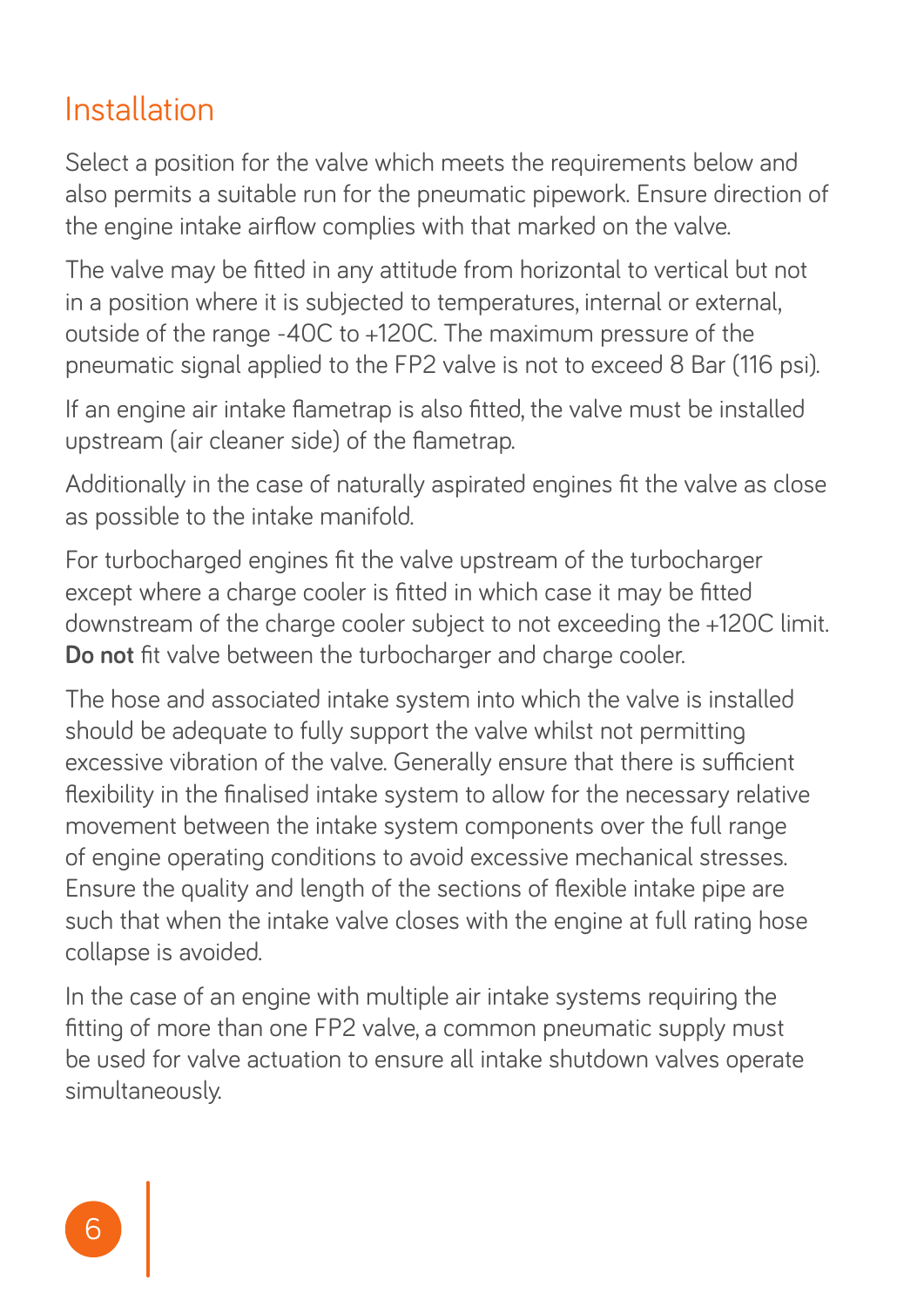## Installation

Select a position for the valve which meets the requirements below and also permits a suitable run for the pneumatic pipework. Ensure direction of the engine intake airflow complies with that marked on the valve.

The valve may be fitted in any attitude from horizontal to vertical but not in a position where it is subjected to temperatures, internal or external, outside of the range -40C to +120C. The maximum pressure of the pneumatic signal applied to the FP2 valve is not to exceed 8 Bar (116 psi).

If an engine air intake flametrap is also fitted, the valve must be installed upstream (air cleaner side) of the flametrap.

Additionally in the case of naturally aspirated engines fit the valve as close as possible to the intake manifold.

For turbocharged engines fit the valve upstream of the turbocharger except where a charge cooler is fitted in which case it may be fitted downstream of the charge cooler subject to not exceeding the +120C limit. **Do not** fit valve between the turbocharger and charge cooler.

The hose and associated intake system into which the valve is installed should be adequate to fully support the valve whilst not permitting excessive vibration of the valve. Generally ensure that there is sufficient flexibility in the finalised intake system to allow for the necessary relative movement between the intake system components over the full range of engine operating conditions to avoid excessive mechanical stresses. Ensure the quality and length of the sections of flexible intake pipe are such that when the intake valve closes with the engine at full rating hose collapse is avoided.

In the case of an engine with multiple air intake systems requiring the fitting of more than one FP2 valve, a common pneumatic supply must be used for valve actuation to ensure all intake shutdown valves operate simultaneously.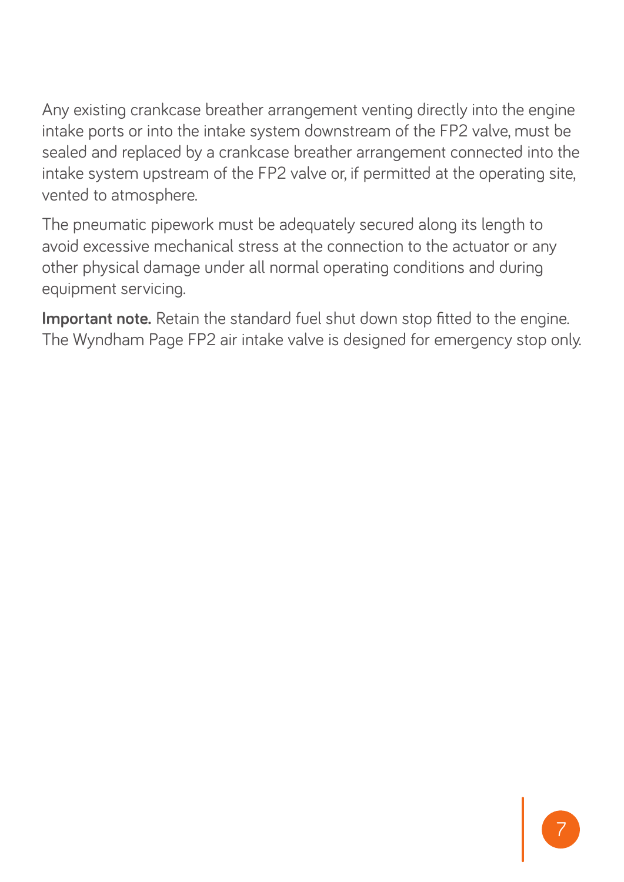Any existing crankcase breather arrangement venting directly into the engine intake ports or into the intake system downstream of the FP2 valve, must be sealed and replaced by a crankcase breather arrangement connected into the intake system upstream of the FP2 valve or, if permitted at the operating site, vented to atmosphere.

The pneumatic pipework must be adequately secured along its length to avoid excessive mechanical stress at the connection to the actuator or any other physical damage under all normal operating conditions and during equipment servicing.

**Important note.** Retain the standard fuel shut down stop fitted to the engine. The Wyndham Page FP2 air intake valve is designed for emergency stop only.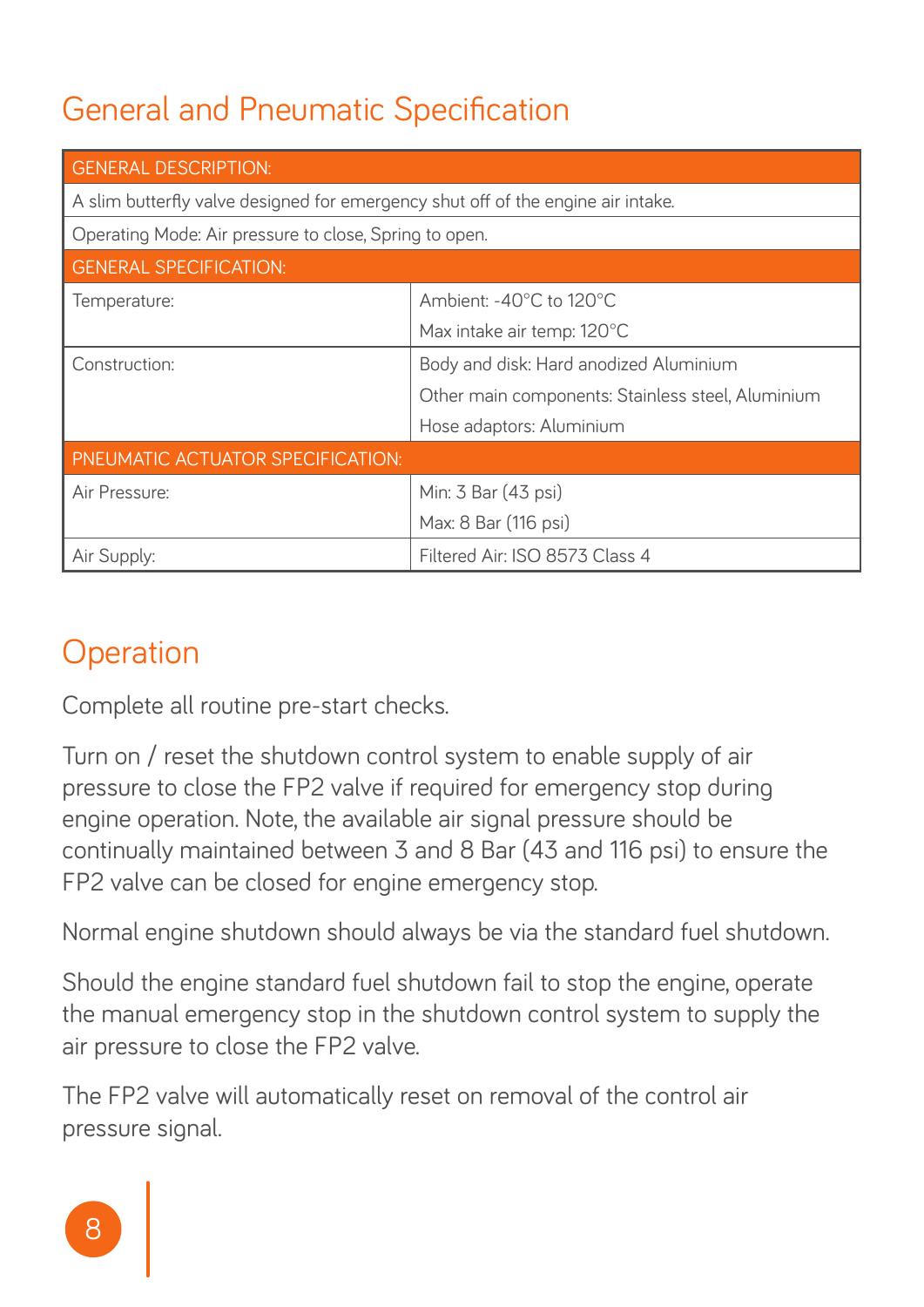## General and Pneumatic Specification

| GENERAL DESCRIPTION: | |
|---|---|
| A slim butterfly valve designed for emergency shut off of the engine air intake. | |
| Operating Mode: Air pressure to close, Spring to open. | |
| **GENERAL SPECIFICATION:** | |
| Temperature: | Ambient: -40°C to 120°C<br>Max intake air temp: 120°C |
| Construction: | Body and disk: Hard anodized Aluminium<br>Other main components: Stainless steel, Aluminium<br>Hose adaptors: Aluminium |
| **PNEUMATIC ACTUATOR SPECIFICATION:** | |
| Air Pressure: | Min: 3 Bar (43 psi)<br>Max: 8 Bar (116 psi) |
| Air Supply: | Filtered Air: ISO 8573 Class 4 |

## Operation

Complete all routine pre-start checks.

Turn on / reset the shutdown control system to enable supply of air pressure to close the FP2 valve if required for emergency stop during engine operation. Note, the available air signal pressure should be continually maintained between 3 and 8 Bar (43 and 116 psi) to ensure the FP2 valve can be closed for engine emergency stop.

Normal engine shutdown should always be via the standard fuel shutdown.

Should the engine standard fuel shutdown fail to stop the engine, operate the manual emergency stop in the shutdown control system to supply the air pressure to close the FP2 valve.

The FP2 valve will automatically reset on removal of the control air pressure signal.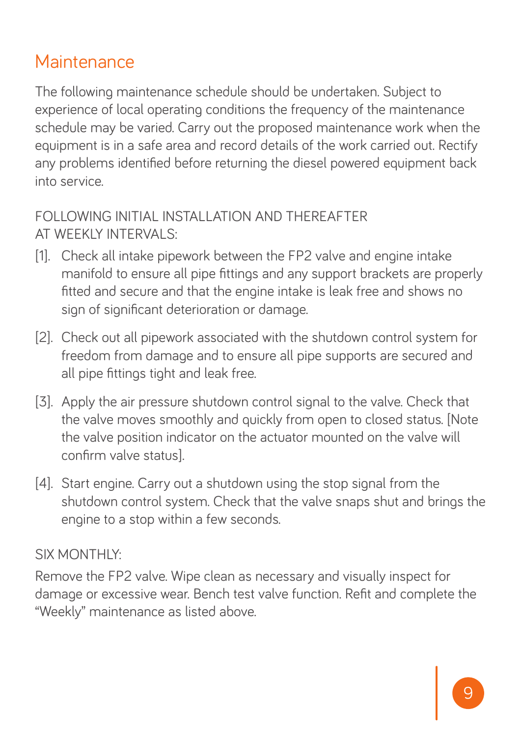# Maintenance

The following maintenance schedule should be undertaken. Subject to experience of local operating conditions the frequency of the maintenance schedule may be varied. Carry out the proposed maintenance work when the equipment is in a safe area and record details of the work carried out. Rectify any problems identified before returning the diesel powered equipment back into service.

FOLLOWING INITIAL INSTALLATION AND THEREAFTER AT WEEKLY INTERVALS:

[1]. Check all intake pipework between the FP2 valve and engine intake manifold to ensure all pipe fittings and any support brackets are properly fitted and secure and that the engine intake is leak free and shows no sign of significant deterioration or damage.

[2]. Check out all pipework associated with the shutdown control system for freedom from damage and to ensure all pipe supports are secured and all pipe fittings tight and leak free.

[3]. Apply the air pressure shutdown control signal to the valve. Check that the valve moves smoothly and quickly from open to closed status. [Note the valve position indicator on the actuator mounted on the valve will confirm valve status].

[4]. Start engine. Carry out a shutdown using the stop signal from the shutdown control system. Check that the valve snaps shut and brings the engine to a stop within a few seconds.

SIX MONTHLY:

Remove the FP2 valve. Wipe clean as necessary and visually inspect for damage or excessive wear. Bench test valve function. Refit and complete the "Weekly" maintenance as listed above.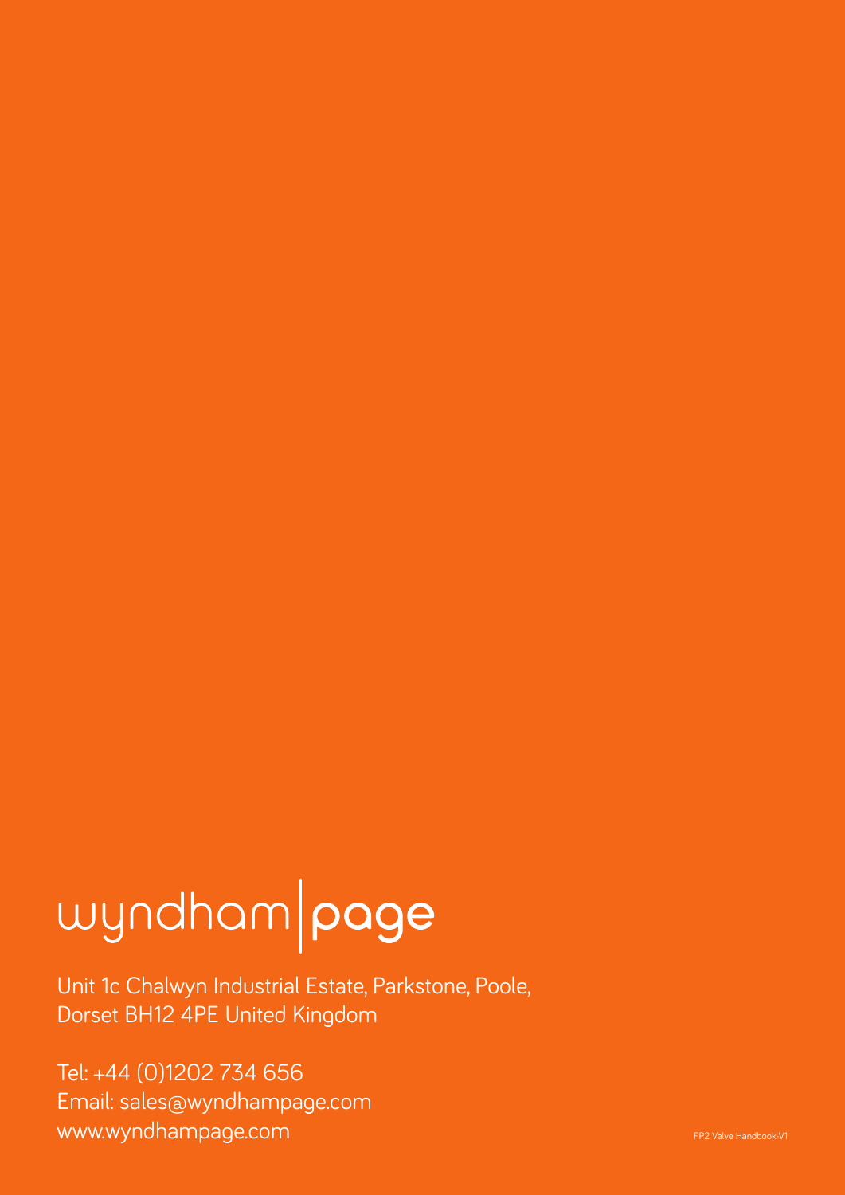wyndham | page

Unit 1c Chalwyn Industrial Estate, Parkstone, Poole,
Dorset BH12 4PE United Kingdom

Tel: +44 (0)1202 734 656
Email: sales@wyndhampage.com
www.wyndhampage.com

FP2 Valve Handbook-V1